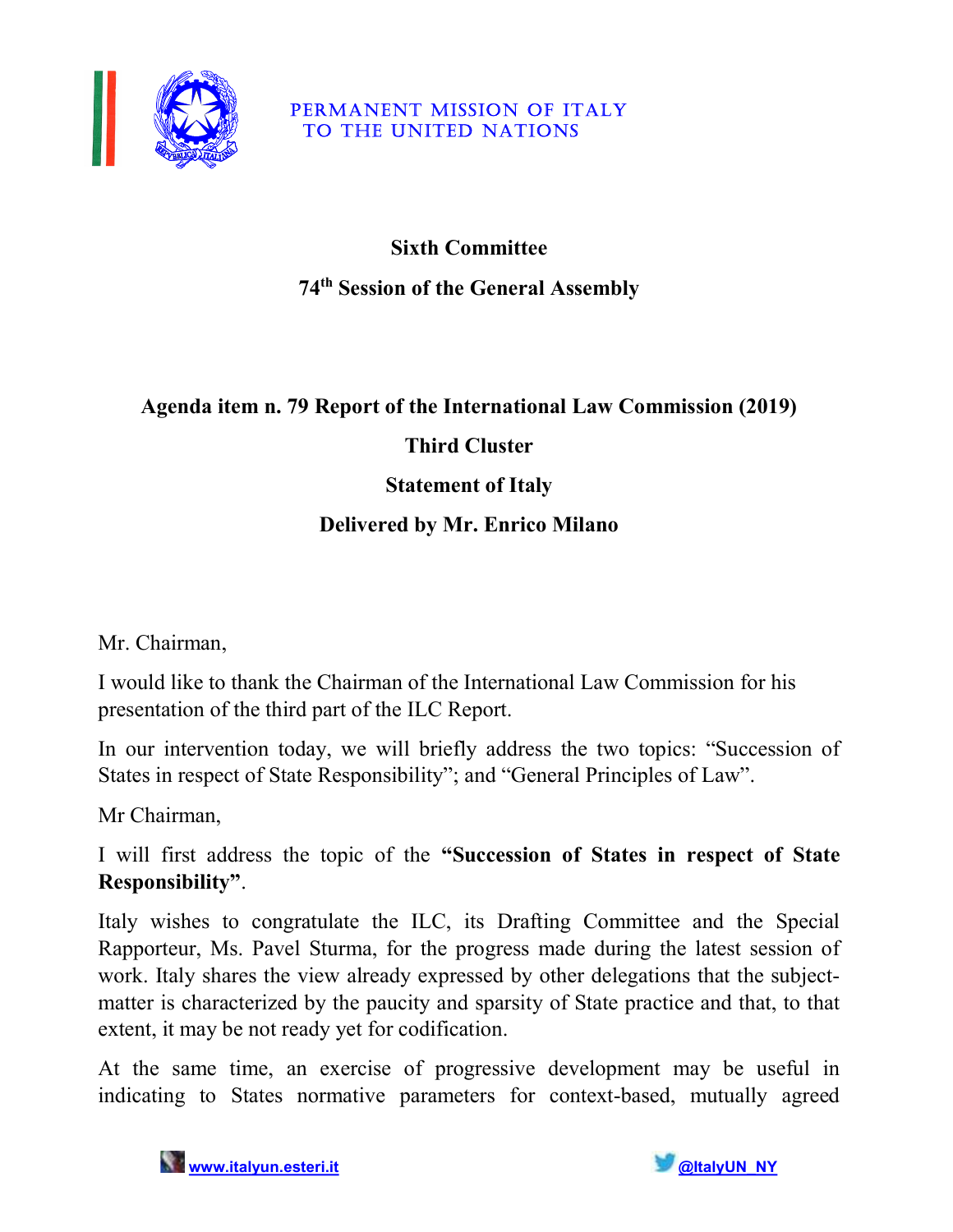PERMANENT MISSION OF ITALY
TO THE UNITED NATIONS

**Sixth Committee**

**74th Session of the General Assembly**

**Agenda item n. 79 Report of the International Law Commission (2019)**

**Third Cluster**

**Statement of Italy**

**Delivered by Mr. Enrico Milano**

Mr. Chairman,

I would like to thank the Chairman of the International Law Commission for his presentation of the third part of the ILC Report.

In our intervention today, we will briefly address the two topics: "Succession of States in respect of State Responsibility"; and "General Principles of Law".

Mr Chairman,

I will first address the topic of the **"Succession of States in respect of State Responsibility"**.

Italy wishes to congratulate the ILC, its Drafting Committee and the Special Rapporteur, Ms. Pavel Sturma, for the progress made during the latest session of work. Italy shares the view already expressed by other delegations that the subject-matter is characterized by the paucity and sparsity of State practice and that, to that extent, it may be not ready yet for codification.

At the same time, an exercise of progressive development may be useful in indicating to States normative parameters for context-based, mutually agreed

www.italyun.esteri.it @ItalyUN_NY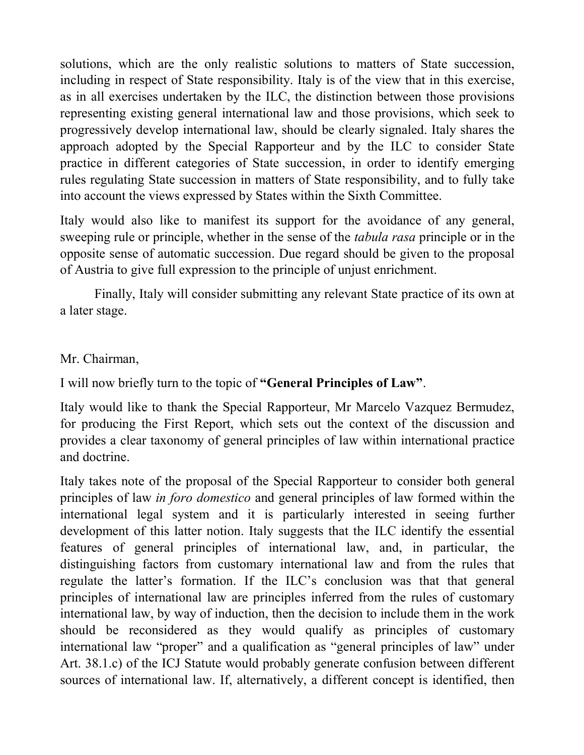solutions, which are the only realistic solutions to matters of State succession, including in respect of State responsibility. Italy is of the view that in this exercise, as in all exercises undertaken by the ILC, the distinction between those provisions representing existing general international law and those provisions, which seek to progressively develop international law, should be clearly signaled. Italy shares the approach adopted by the Special Rapporteur and by the ILC to consider State practice in different categories of State succession, in order to identify emerging rules regulating State succession in matters of State responsibility, and to fully take into account the views expressed by States within the Sixth Committee.

Italy would also like to manifest its support for the avoidance of any general, sweeping rule or principle, whether in the sense of the *tabula rasa* principle or in the opposite sense of automatic succession. Due regard should be given to the proposal of Austria to give full expression to the principle of unjust enrichment.

Finally, Italy will consider submitting any relevant State practice of its own at a later stage.

Mr. Chairman,

I will now briefly turn to the topic of **"General Principles of Law"**.

Italy would like to thank the Special Rapporteur, Mr Marcelo Vazquez Bermudez, for producing the First Report, which sets out the context of the discussion and provides a clear taxonomy of general principles of law within international practice and doctrine.

Italy takes note of the proposal of the Special Rapporteur to consider both general principles of law *in foro domestico* and general principles of law formed within the international legal system and it is particularly interested in seeing further development of this latter notion. Italy suggests that the ILC identify the essential features of general principles of international law, and, in particular, the distinguishing factors from customary international law and from the rules that regulate the latter's formation. If the ILC's conclusion was that that general principles of international law are principles inferred from the rules of customary international law, by way of induction, then the decision to include them in the work should be reconsidered as they would qualify as principles of customary international law "proper" and a qualification as "general principles of law" under Art. 38.1.c) of the ICJ Statute would probably generate confusion between different sources of international law. If, alternatively, a different concept is identified, then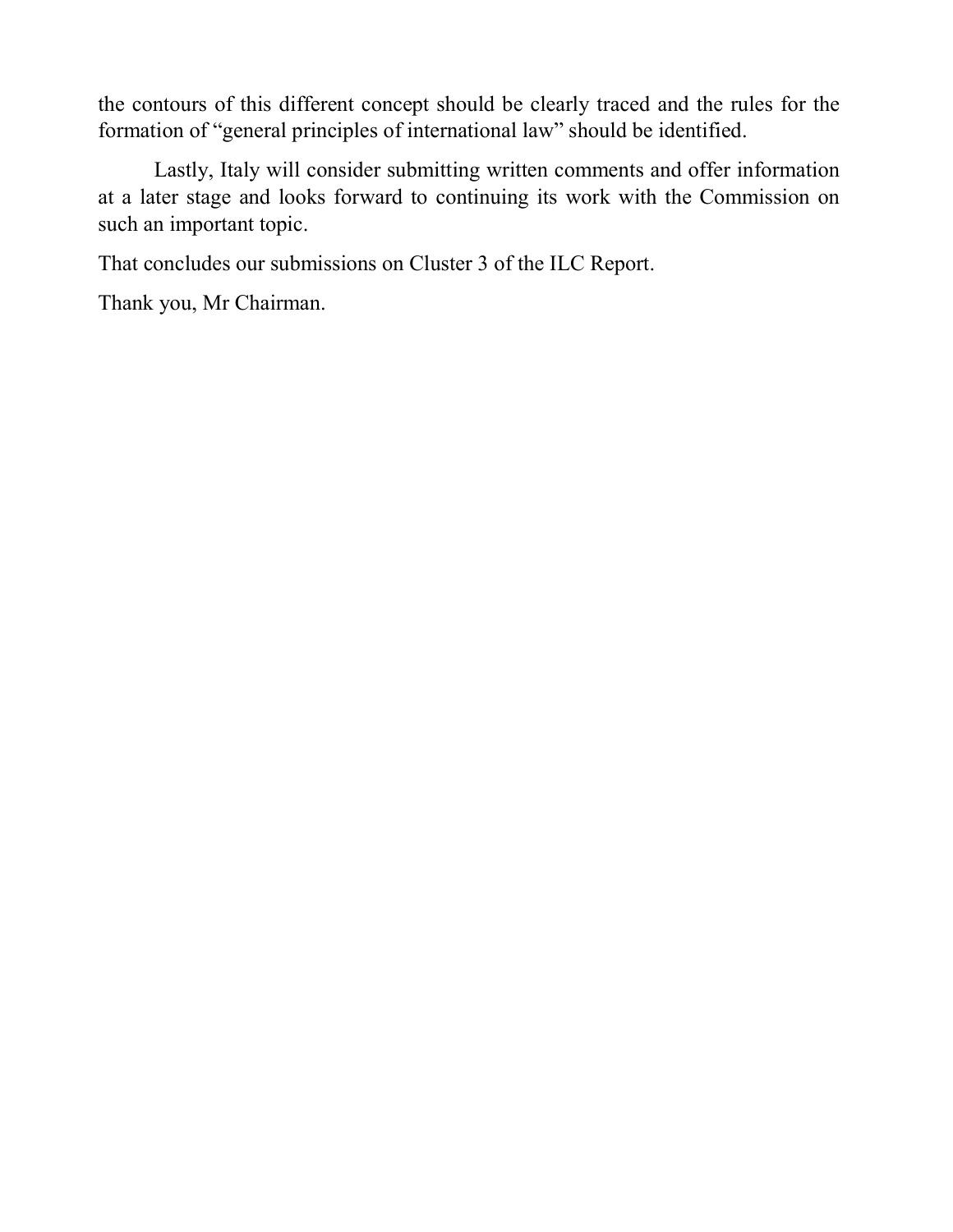the contours of this different concept should be clearly traced and the rules for the formation of "general principles of international law" should be identified.

Lastly, Italy will consider submitting written comments and offer information at a later stage and looks forward to continuing its work with the Commission on such an important topic.

That concludes our submissions on Cluster 3 of the ILC Report.

Thank you, Mr Chairman.